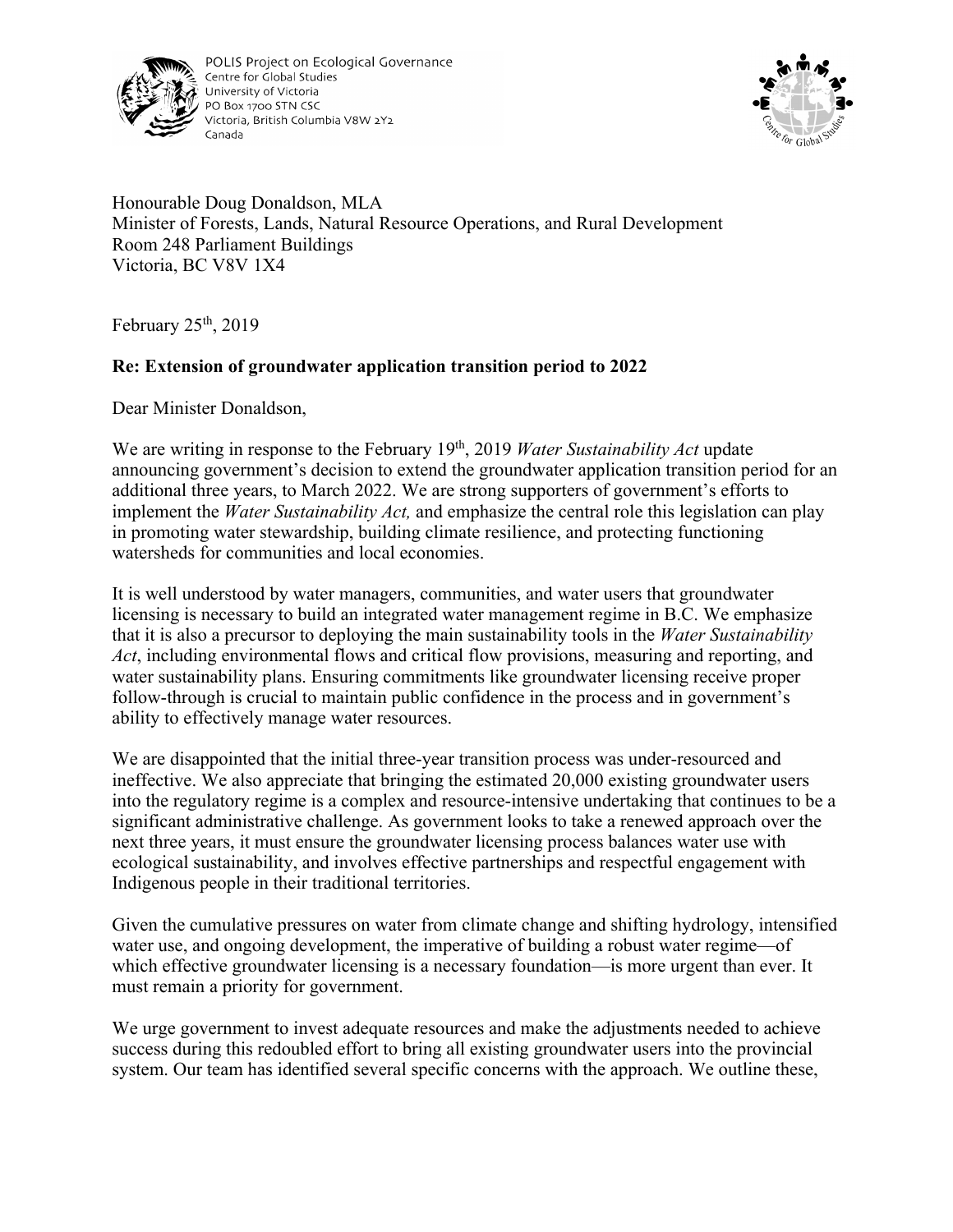POLIS Project on Ecological Governance
Centre for Global Studies
University of Victoria
PO Box 1700 STN CSC
Victoria, British Columbia V8W 2Y2
Canada

Honourable Doug Donaldson, MLA
Minister of Forests, Lands, Natural Resource Operations, and Rural Development
Room 248 Parliament Buildings
Victoria, BC V8V 1X4

February 25th, 2019

**Re: Extension of groundwater application transition period to 2022**

Dear Minister Donaldson,

We are writing in response to the February 19th, 2019 *Water Sustainability Act* update announcing government's decision to extend the groundwater application transition period for an additional three years, to March 2022. We are strong supporters of government's efforts to implement the *Water Sustainability Act,* and emphasize the central role this legislation can play in promoting water stewardship, building climate resilience, and protecting functioning watersheds for communities and local economies.

It is well understood by water managers, communities, and water users that groundwater licensing is necessary to build an integrated water management regime in B.C. We emphasize that it is also a precursor to deploying the main sustainability tools in the *Water Sustainability Act*, including environmental flows and critical flow provisions, measuring and reporting, and water sustainability plans. Ensuring commitments like groundwater licensing receive proper follow-through is crucial to maintain public confidence in the process and in government's ability to effectively manage water resources.

We are disappointed that the initial three-year transition process was under-resourced and ineffective. We also appreciate that bringing the estimated 20,000 existing groundwater users into the regulatory regime is a complex and resource-intensive undertaking that continues to be a significant administrative challenge. As government looks to take a renewed approach over the next three years, it must ensure the groundwater licensing process balances water use with ecological sustainability, and involves effective partnerships and respectful engagement with Indigenous people in their traditional territories.

Given the cumulative pressures on water from climate change and shifting hydrology, intensified water use, and ongoing development, the imperative of building a robust water regime—of which effective groundwater licensing is a necessary foundation—is more urgent than ever. It must remain a priority for government.

We urge government to invest adequate resources and make the adjustments needed to achieve success during this redoubled effort to bring all existing groundwater users into the provincial system. Our team has identified several specific concerns with the approach. We outline these,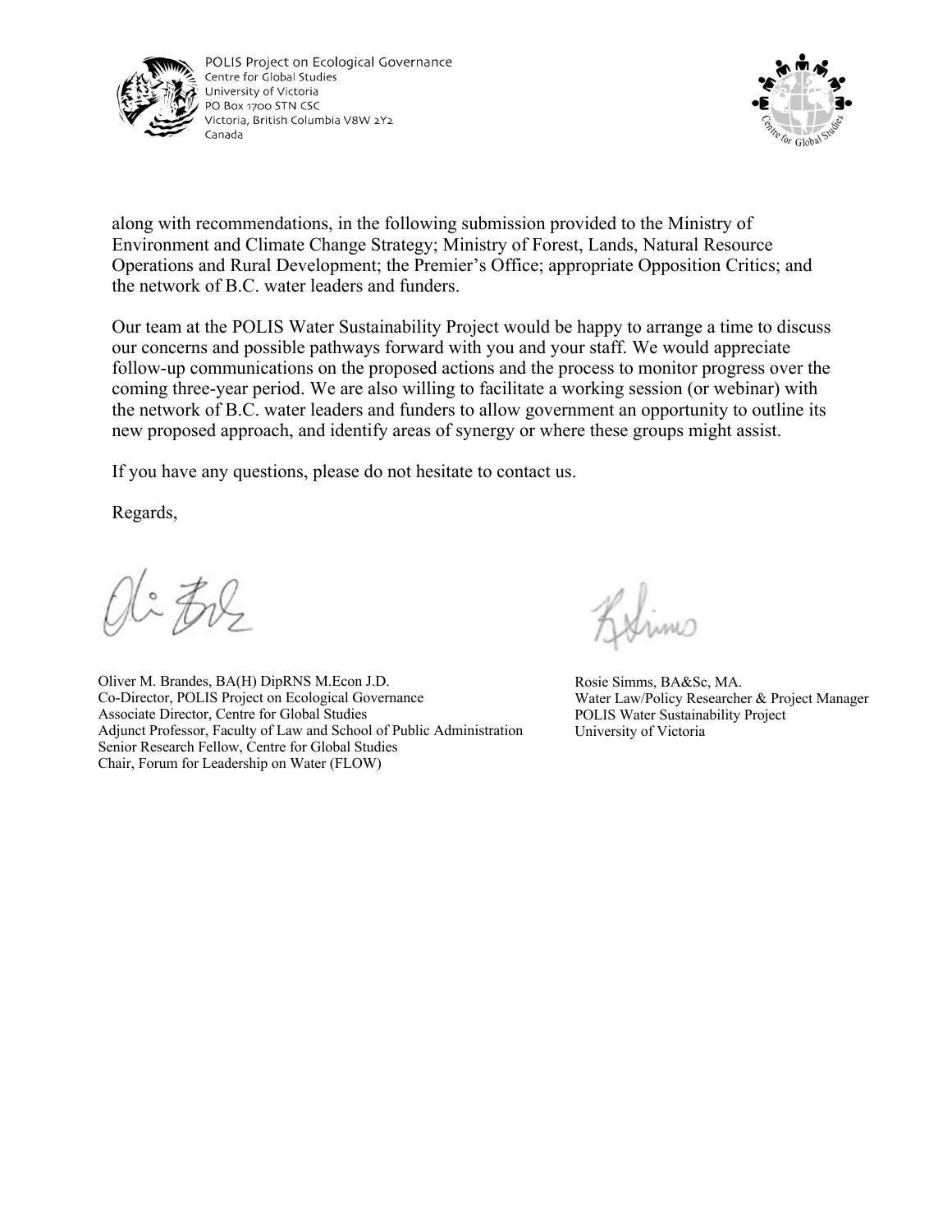along with recommendations, in the following submission provided to the Ministry of Environment and Climate Change Strategy; Ministry of Forest, Lands, Natural Resource Operations and Rural Development; the Premier's Office; appropriate Opposition Critics; and the network of B.C. water leaders and funders.

Our team at the POLIS Water Sustainability Project would be happy to arrange a time to discuss our concerns and possible pathways forward with you and your staff. We would appreciate follow-up communications on the proposed actions and the process to monitor progress over the coming three-year period. We are also willing to facilitate a working session (or webinar) with the network of B.C. water leaders and funders to allow government an opportunity to outline its new proposed approach, and identify areas of synergy or where these groups might assist.

If you have any questions, please do not hesitate to contact us.

Regards,

Oliver M. Brandes, BA(H) DipRNS M.Econ J.D.
Co-Director, POLIS Project on Ecological Governance
Associate Director, Centre for Global Studies
Adjunct Professor, Faculty of Law and School of Public Administration
Senior Research Fellow, Centre for Global Studies
Chair, Forum for Leadership on Water (FLOW)

Rosie Simms, BA&Sc, MA.
Water Law/Policy Researcher & Project Manager
POLIS Water Sustainability Project
University of Victoria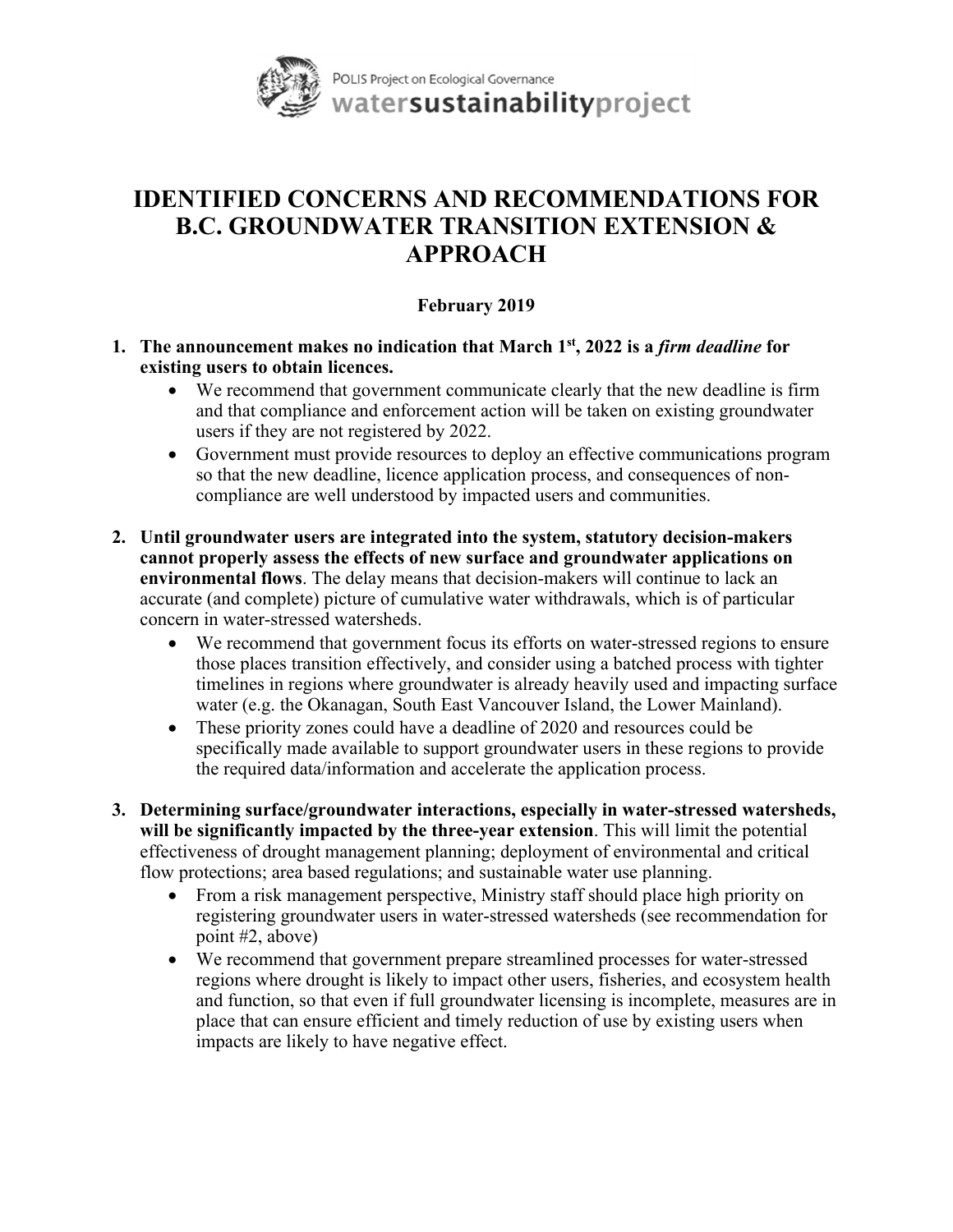POLIS Project on Ecological Governance
watersustainabilityproject

# IDENTIFIED CONCERNS AND RECOMMENDATIONS FOR B.C. GROUNDWATER TRANSITION EXTENSION & APPROACH

**February 2019**

1. **The announcement makes no indication that March 1st, 2022 is a *firm deadline* for existing users to obtain licences.**
   - We recommend that government communicate clearly that the new deadline is firm and that compliance and enforcement action will be taken on existing groundwater users if they are not registered by 2022.
   - Government must provide resources to deploy an effective communications program so that the new deadline, licence application process, and consequences of non-compliance are well understood by impacted users and communities.

2. **Until groundwater users are integrated into the system, statutory decision-makers cannot properly assess the effects of new surface and groundwater applications on environmental flows**. The delay means that decision-makers will continue to lack an accurate (and complete) picture of cumulative water withdrawals, which is of particular concern in water-stressed watersheds.
   - We recommend that government focus its efforts on water-stressed regions to ensure those places transition effectively, and consider using a batched process with tighter timelines in regions where groundwater is already heavily used and impacting surface water (e.g. the Okanagan, South East Vancouver Island, the Lower Mainland).
   - These priority zones could have a deadline of 2020 and resources could be specifically made available to support groundwater users in these regions to provide the required data/information and accelerate the application process.

3. **Determining surface/groundwater interactions, especially in water-stressed watersheds, will be significantly impacted by the three-year extension**. This will limit the potential effectiveness of drought management planning; deployment of environmental and critical flow protections; area based regulations; and sustainable water use planning.
   - From a risk management perspective, Ministry staff should place high priority on registering groundwater users in water-stressed watersheds (see recommendation for point #2, above)
   - We recommend that government prepare streamlined processes for water-stressed regions where drought is likely to impact other users, fisheries, and ecosystem health and function, so that even if full groundwater licensing is incomplete, measures are in place that can ensure efficient and timely reduction of use by existing users when impacts are likely to have negative effect.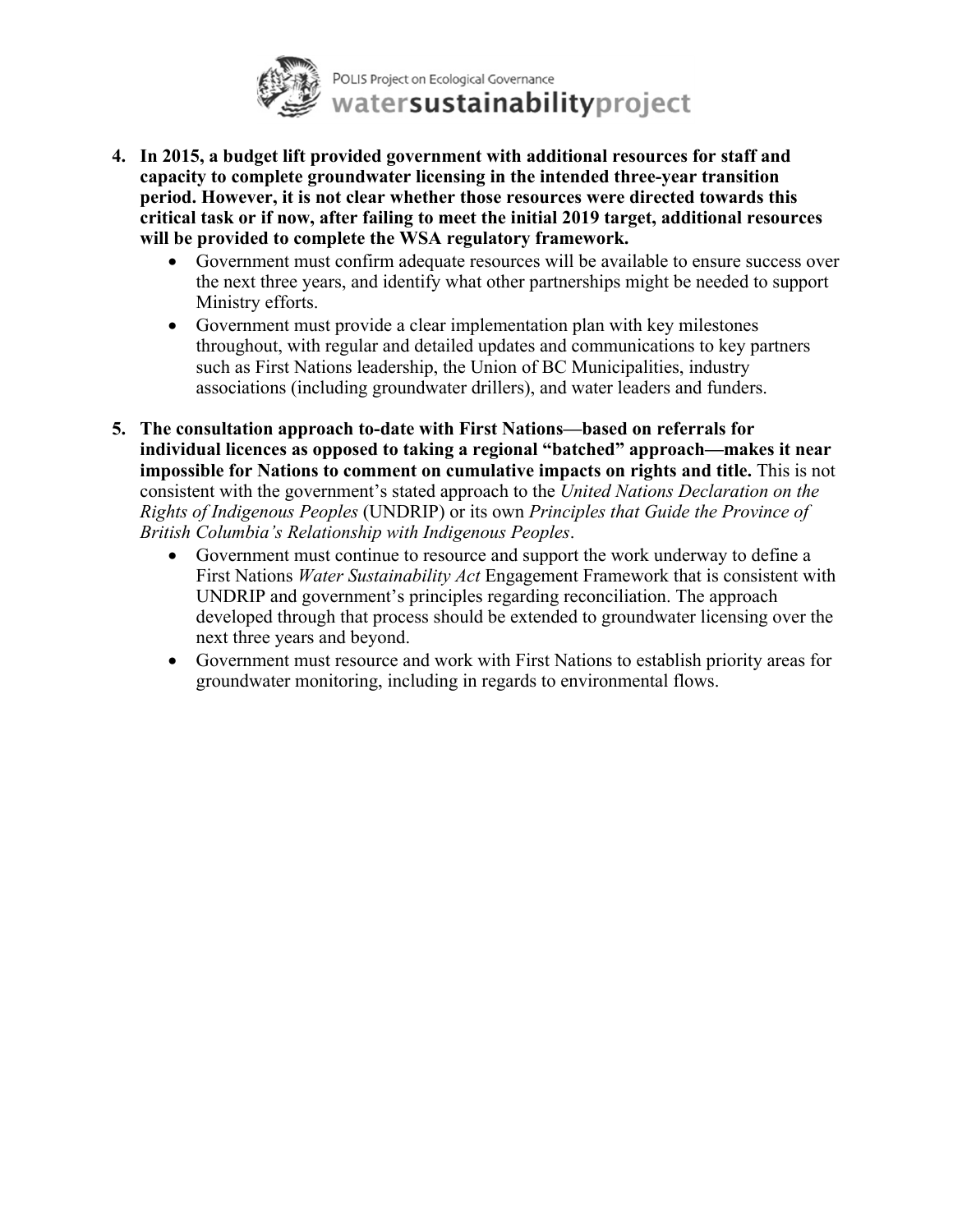4. **In 2015, a budget lift provided government with additional resources for staff and capacity to complete groundwater licensing in the intended three-year transition period. However, it is not clear whether those resources were directed towards this critical task or if now, after failing to meet the initial 2019 target, additional resources will be provided to complete the WSA regulatory framework.**
    - Government must confirm adequate resources will be available to ensure success over the next three years, and identify what other partnerships might be needed to support Ministry efforts.
    - Government must provide a clear implementation plan with key milestones throughout, with regular and detailed updates and communications to key partners such as First Nations leadership, the Union of BC Municipalities, industry associations (including groundwater drillers), and water leaders and funders.

5. **The consultation approach to-date with First Nations—based on referrals for individual licences as opposed to taking a regional "batched" approach—makes it near impossible for Nations to comment on cumulative impacts on rights and title.** This is not consistent with the government's stated approach to the *United Nations Declaration on the Rights of Indigenous Peoples* (UNDRIP) or its own *Principles that Guide the Province of British Columbia's Relationship with Indigenous Peoples*.
    - Government must continue to resource and support the work underway to define a First Nations *Water Sustainability Act* Engagement Framework that is consistent with UNDRIP and government's principles regarding reconciliation. The approach developed through that process should be extended to groundwater licensing over the next three years and beyond.
    - Government must resource and work with First Nations to establish priority areas for groundwater monitoring, including in regards to environmental flows.